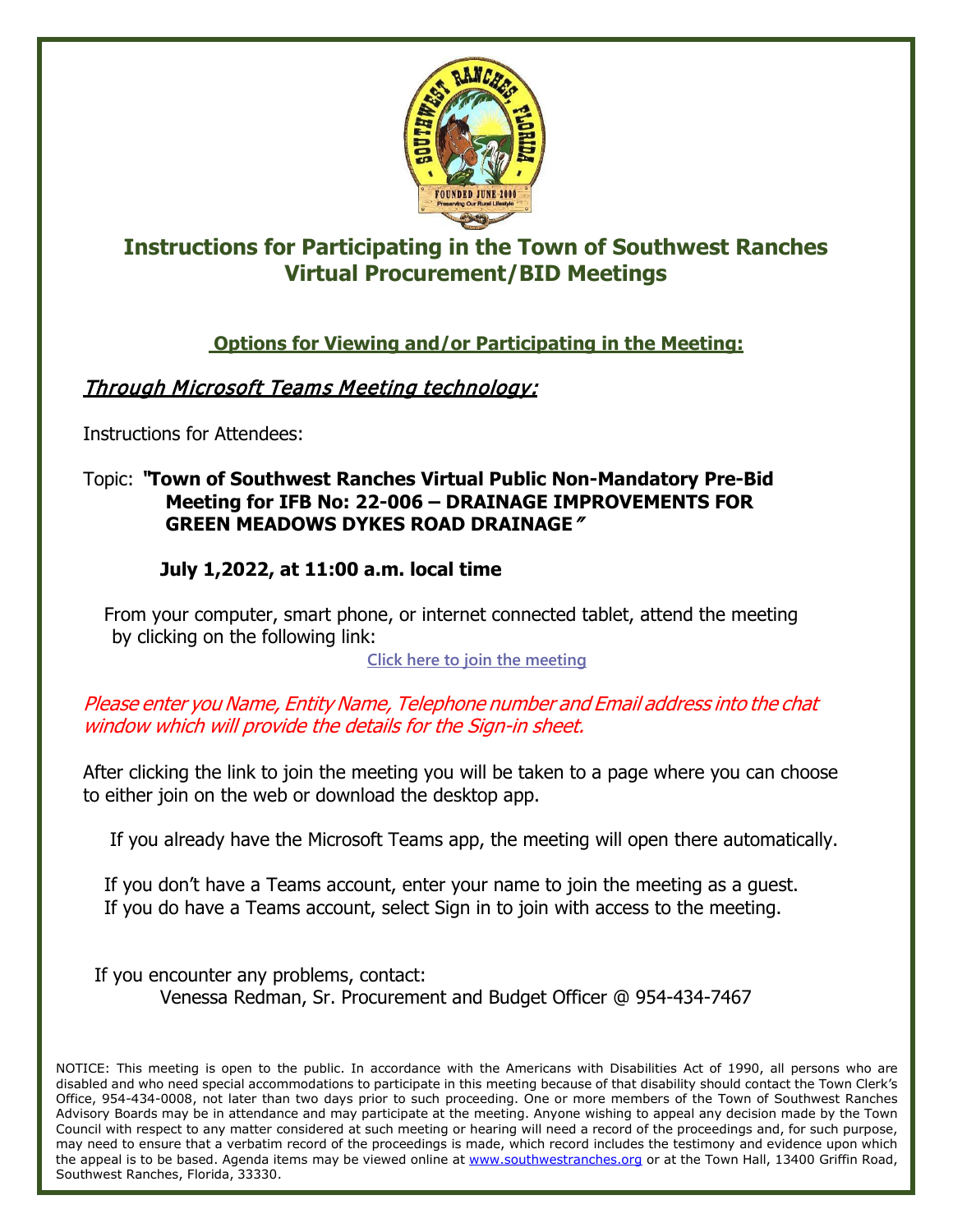# Instructions for Participating in the Town of Southwest Ranches Virtual Procurement/BID Meetings

## Options for Viewing and/or Participating in the Meeting:

### *Through Microsoft Teams Meeting technology:*

Instructions for Attendees:

Topic: **"Town of Southwest Ranches Virtual Public Non-Mandatory Pre-Bid Meeting for IFB No: 22-006 – DRAINAGE IMPROVEMENTS FOR GREEN MEADOWS DYKES ROAD DRAINAGE"**

**July 1,2022, at 11:00 a.m. local time**

From your computer, smart phone, or internet connected tablet, attend the meeting by clicking on the following link:

**Click here to join the meeting**

*Please enter you Name, Entity Name, Telephone number and Email address into the chat window which will provide the details for the Sign-in sheet.*

After clicking the link to join the meeting you will be taken to a page where you can choose to either join on the web or download the desktop app.

If you already have the Microsoft Teams app, the meeting will open there automatically.

If you don't have a Teams account, enter your name to join the meeting as a guest.
If you do have a Teams account, select Sign in to join with access to the meeting.

If you encounter any problems, contact:
Venessa Redman, Sr. Procurement and Budget Officer @ 954-434-7467

NOTICE: This meeting is open to the public. In accordance with the Americans with Disabilities Act of 1990, all persons who are disabled and who need special accommodations to participate in this meeting because of that disability should contact the Town Clerk's Office, 954-434-0008, not later than two days prior to such proceeding. One or more members of the Town of Southwest Ranches Advisory Boards may be in attendance and may participate at the meeting. Anyone wishing to appeal any decision made by the Town Council with respect to any matter considered at such meeting or hearing will need a record of the proceedings and, for such purpose, may need to ensure that a verbatim record of the proceedings is made, which record includes the testimony and evidence upon which the appeal is to be based. Agenda items may be viewed online at www.southwestranches.org or at the Town Hall, 13400 Griffin Road, Southwest Ranches, Florida, 33330.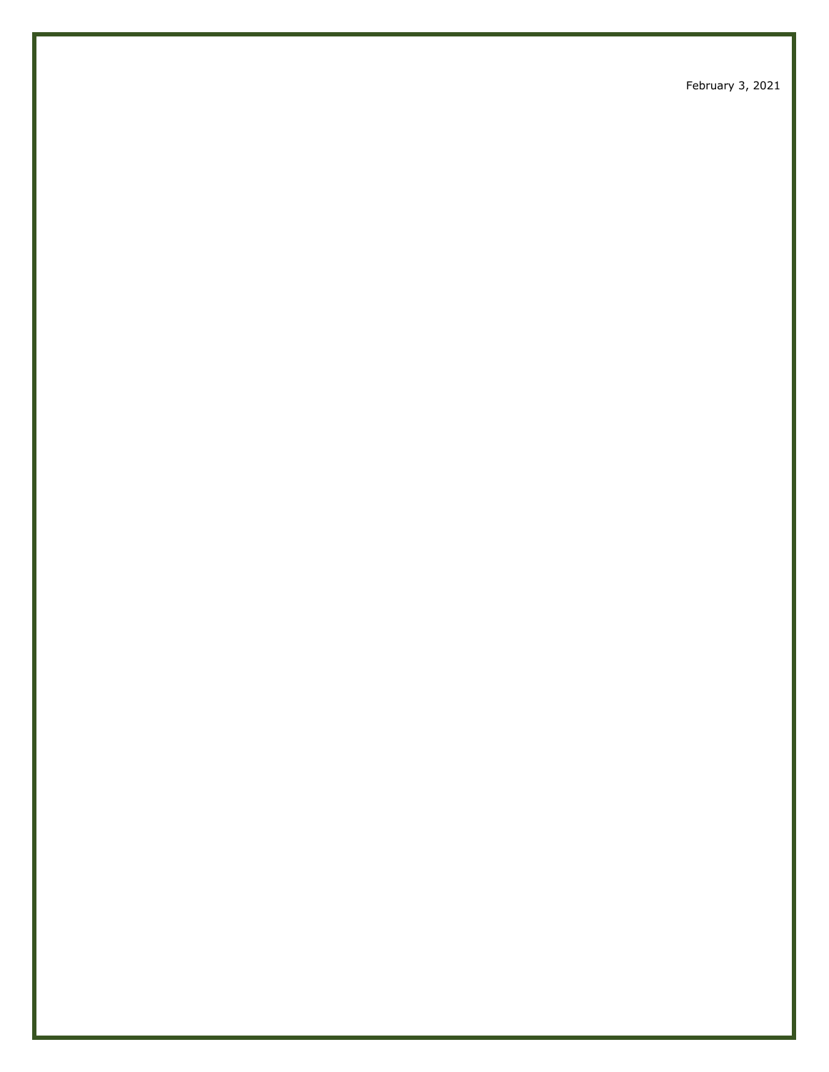February 3, 2021